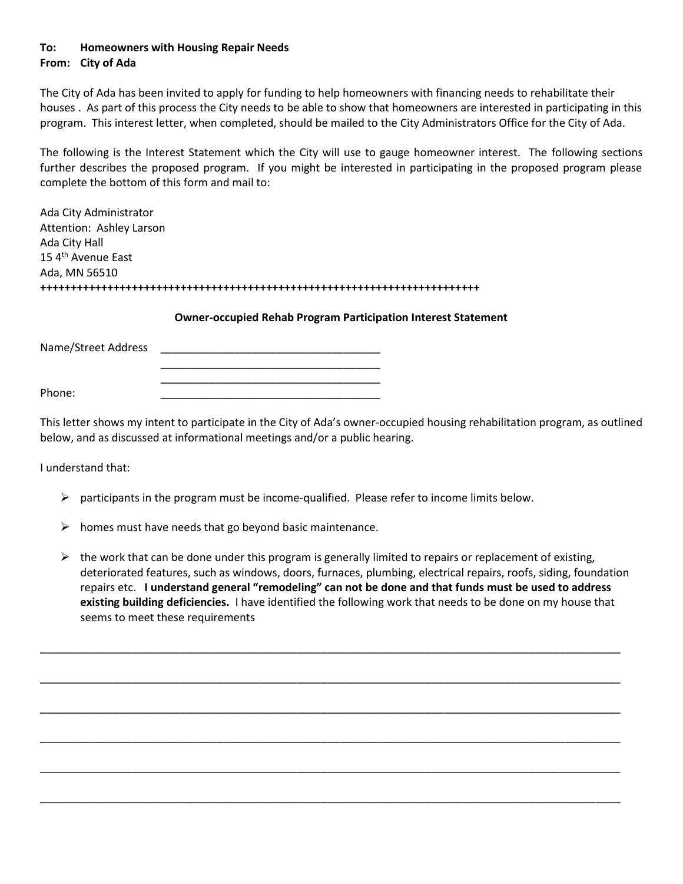**To: Homeowners with Housing Repair Needs**
**From: City of Ada**

The City of Ada has been invited to apply for funding to help homeowners with financing needs to rehabilitate their houses . As part of this process the City needs to be able to show that homeowners are interested in participating in this program. This interest letter, when completed, should be mailed to the City Administrators Office for the City of Ada.

The following is the Interest Statement which the City will use to gauge homeowner interest. The following sections further describes the proposed program. If you might be interested in participating in the proposed program please complete the bottom of this form and mail to:

Ada City Administrator
Attention: Ashley Larson
Ada City Hall
15 4th Avenue East
Ada, MN 56510

++++++++++++++++++++++++++++++++++++++++++++++++++++++++++++++++++++++++

**Owner-occupied Rehab Program Participation Interest Statement**

Name/Street Address ____________________________________

____________________________________

____________________________________

Phone: ____________________________________

This letter shows my intent to participate in the City of Ada's owner-occupied housing rehabilitation program, as outlined below, and as discussed at informational meetings and/or a public hearing.

I understand that:

- participants in the program must be income-qualified. Please refer to income limits below.
- homes must have needs that go beyond basic maintenance.
- the work that can be done under this program is generally limited to repairs or replacement of existing, deteriorated features, such as windows, doors, furnaces, plumbing, electrical repairs, roofs, siding, foundation repairs etc. **I understand general "remodeling" can not be done and that funds must be used to address existing building deficiencies.** I have identified the following work that needs to be done on my house that seems to meet these requirements

____________________________________________________________________________________________

____________________________________________________________________________________________

____________________________________________________________________________________________

____________________________________________________________________________________________

____________________________________________________________________________________________

____________________________________________________________________________________________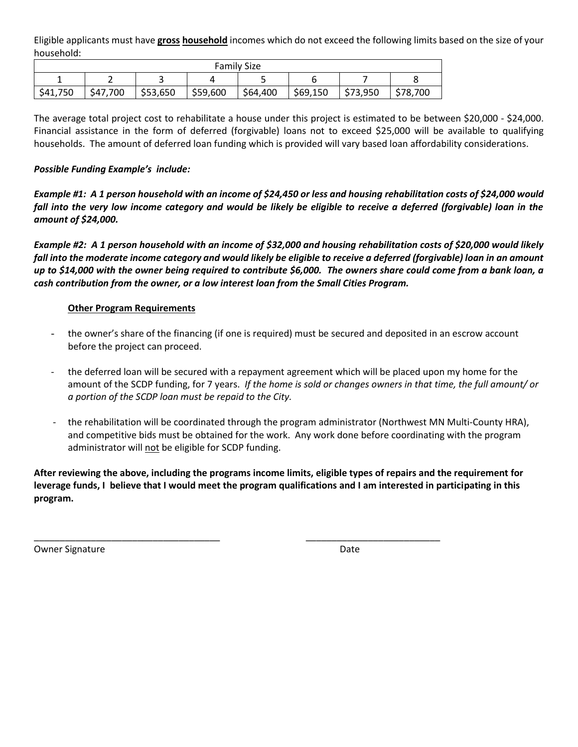Eligible applicants must have **gross** **household** incomes which do not exceed the following limits based on the size of your household:

| Family Size | | | | | | | |
|---|---|---|---|---|---|---|---|
| 1 | 2 | 3 | 4 | 5 | 6 | 7 | 8 |
| $41,750 | $47,700 | $53,650 | $59,600 | $64,400 | $69,150 | $73,950 | $78,700 |

The average total project cost to rehabilitate a house under this project is estimated to be between $20,000 - $24,000. Financial assistance in the form of deferred (forgivable) loans not to exceed $25,000 will be available to qualifying households. The amount of deferred loan funding which is provided will vary based loan affordability considerations.

***Possible Funding Example's include:***

***Example #1: A 1 person household with an income of $24,450 or less and housing rehabilitation costs of $24,000 would fall into the very low income category and would be likely be eligible to receive a deferred (forgivable) loan in the amount of $24,000.***

***Example #2: A 1 person household with an income of $32,000 and housing rehabilitation costs of $20,000 would likely fall into the moderate income category and would likely be eligible to receive a deferred (forgivable) loan in an amount up to $14,000 with the owner being required to contribute $6,000. The owners share could come from a bank loan, a cash contribution from the owner, or a low interest loan from the Small Cities Program.***

**Other Program Requirements**

- the owner's share of the financing (if one is required) must be secured and deposited in an escrow account before the project can proceed.
- the deferred loan will be secured with a repayment agreement which will be placed upon my home for the amount of the SCDP funding, for 7 years. *If the home is sold or changes owners in that time, the full amount/ or a portion of the SCDP loan must be repaid to the City.*
- the rehabilitation will be coordinated through the program administrator (Northwest MN Multi-County HRA), and competitive bids must be obtained for the work. Any work done before coordinating with the program administrator will not be eligible for SCDP funding.

**After reviewing the above, including the programs income limits, eligible types of repairs and the requirement for leverage funds, I believe that I would meet the program qualifications and I am interested in participating in this program.**

_____________________________________ ___________________________

Owner Signature Date